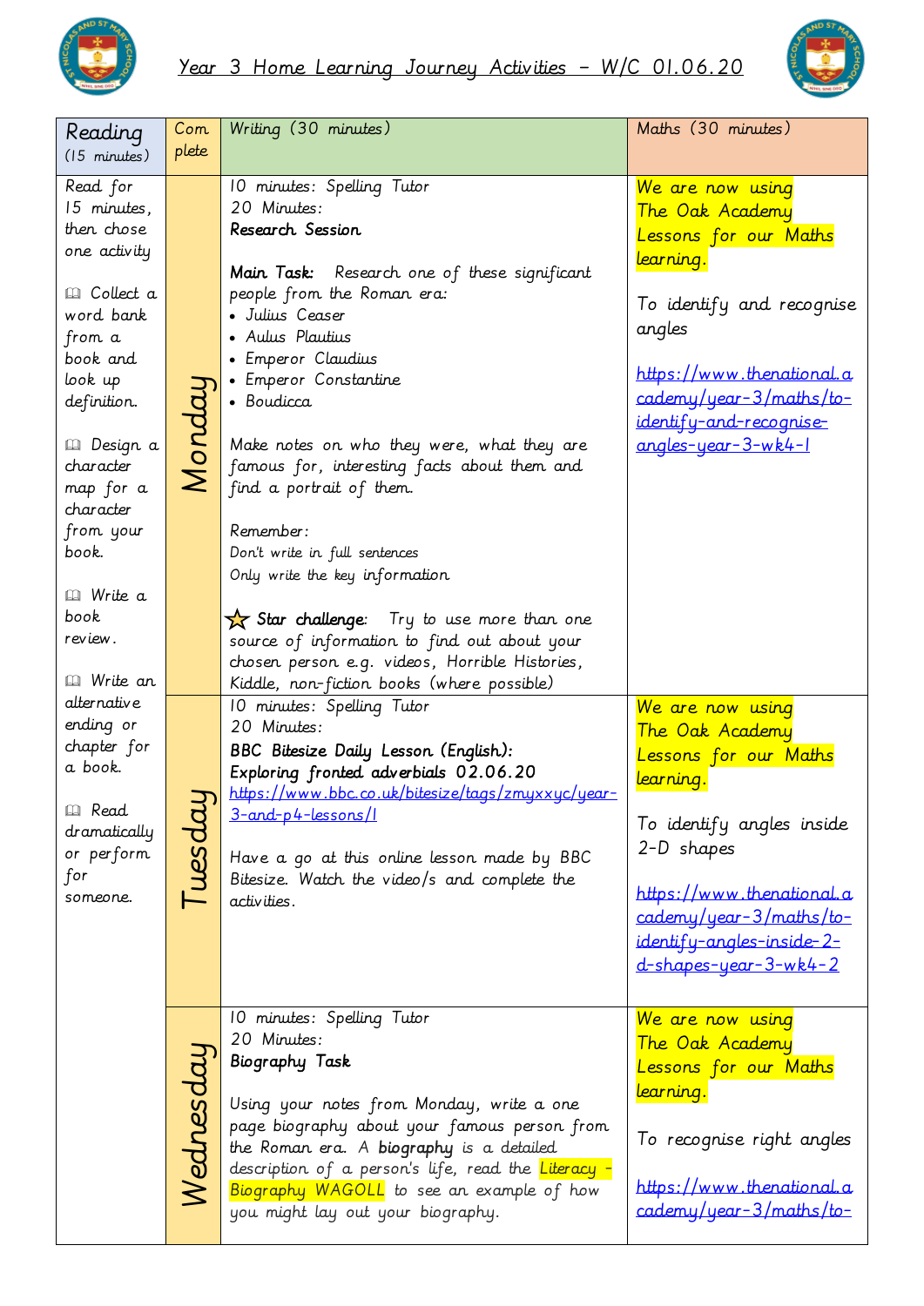# Year 3 Home Learning Journey Activities – W/C 01.06.20

| Reading (15 minutes) | Complete | Writing (30 minutes) | Maths (30 minutes) |
|---|---|---|---|
| Read for 15 minutes, then chose one activity<br><br>📖 Collect a word bank from a book and look up definition.<br><br>📖 Design a character map for a character from your book.<br><br>📖 Write a book review.<br><br>📖 Write an alternative ending or chapter for a book.<br><br>📖 Read dramatically or perform for someone. | Monday | 10 minutes: Spelling Tutor<br>20 Minutes:<br>**Research Session**<br><br>**Main Task:** Research one of these significant people from the Roman era:<br>• Julius Ceaser<br>• Aulus Plautius<br>• Emperor Claudius<br>• Emperor Constantine<br>• Boudicca<br><br>Make notes on who they were, what they are famous for, interesting facts about them and find a portrait of them.<br><br>Remember:<br>Don't write in full sentences<br>Only write the key information<br><br>⭐ **Star challenge:** Try to use more than one source of information to find out about your chosen person e.g. videos, Horrible Histories, Kiddle, non-fiction books (where possible) | We are now using The Oak Academy Lessons for our Maths learning.<br><br>To identify and recognise angles<br><br>https://www.thenational.academy/year-3/maths/to-identify-and-recognise-angles-year-3-wk4-1 |
| | Tuesday | 10 minutes: Spelling Tutor<br>20 Minutes:<br>**BBC Bitesize Daily Lesson (English): Exploring fronted adverbials 02.06.20**<br>https://www.bbc.co.uk/bitesize/tags/zmyxxyc/year-3-and-p4-lessons/1<br><br>Have a go at this online lesson made by BBC Bitesize. Watch the video/s and complete the activities. | We are now using The Oak Academy Lessons for our Maths learning.<br><br>To identify angles inside 2-D shapes<br><br>https://www.thenational.academy/year-3/maths/to-identify-angles-inside-2-d-shapes-year-3-wk4-2 |
| | Wednesday | 10 minutes: Spelling Tutor<br>20 Minutes:<br>**Biography Task**<br><br>Using your notes from Monday, write a one page biography about your famous person from the Roman era. A **biography** is a detailed description of a person's life, read the Literacy - Biography WAGOLL to see an example of how you might lay out your biography. | We are now using The Oak Academy Lessons for our Maths learning.<br><br>To recognise right angles<br><br>https://www.thenational.academy/year-3/maths/to- |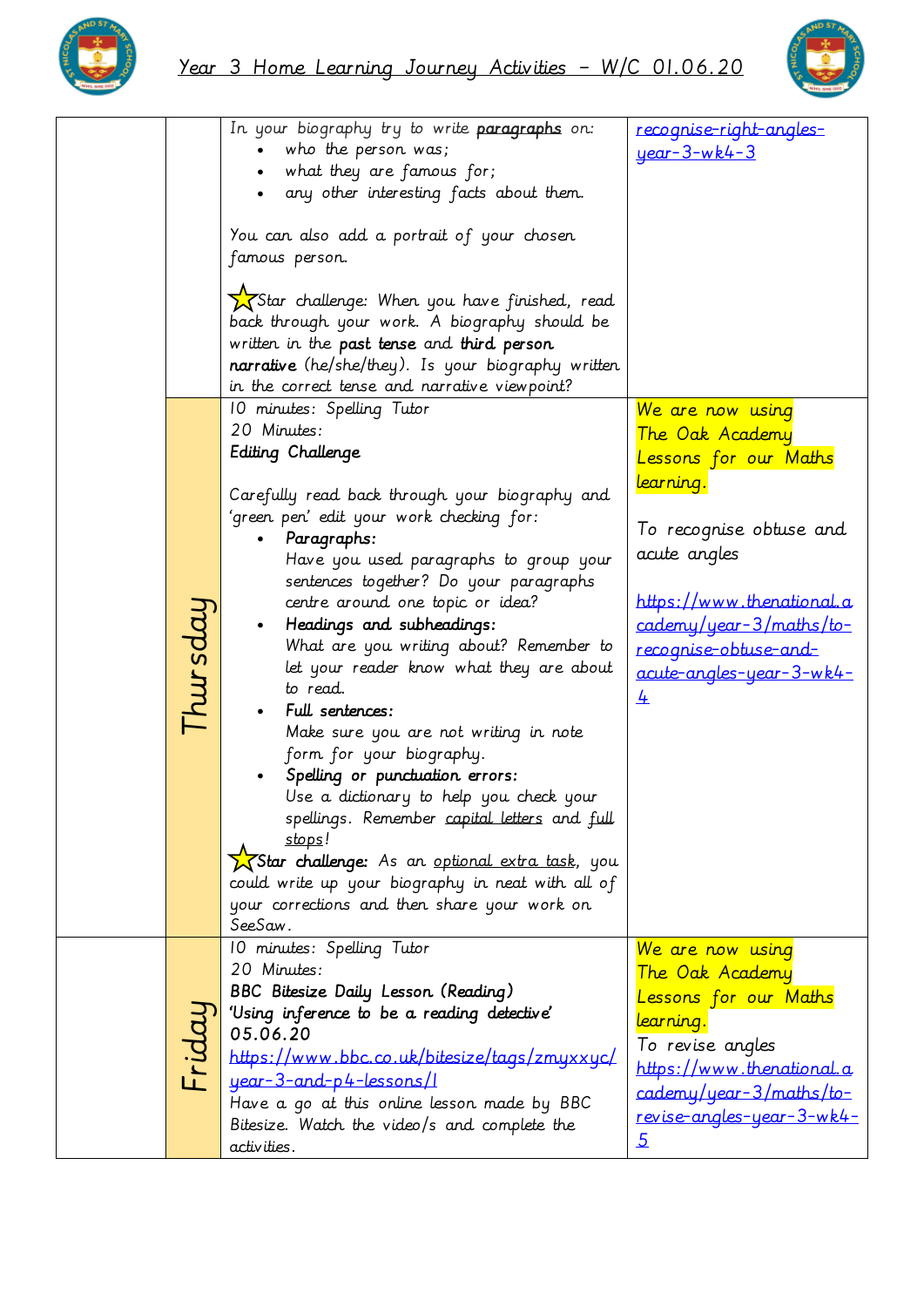# Year 3 Home Learning Journey Activities – W/C 01.06.20

| | | | |
|---|---|---|---|
| | | In your biography try to write **paragraphs** on:<br>• who the person was;<br>• what they are famous for;<br>• any other interesting facts about them.<br><br>You can also add a portrait of your chosen famous person.<br><br>⭐Star challenge: When you have finished, read back through your work. A biography should be written in the **past tense** and **third person narrative** (he/she/they). Is your biography written in the correct tense and narrative viewpoint? | recognise-right-angles-year-3-wk4-3 |
| | Thursday | 10 minutes: Spelling Tutor<br>20 Minutes:<br>**Editing Challenge**<br><br>Carefully read back through your biography and 'green pen' edit your work checking for:<br>• **Paragraphs:** Have you used paragraphs to group your sentences together? Do your paragraphs centre around one topic or idea?<br>• **Headings and subheadings:** What are you writing about? Remember to let your reader know what they are about to read.<br>• **Full sentences:** Make sure you are not writing in note form for your biography.<br>• **Spelling or punctuation errors:** Use a dictionary to help you check your spellings. Remember capital letters and full stops!<br><br>⭐**Star challenge:** As an optional extra task, you could write up your biography in neat with all of your corrections and then share your work on SeeSaw. | We are now using The Oak Academy Lessons for our Maths learning.<br><br>To recognise obtuse and acute angles<br><br>https://www.thenational.academy/year-3/maths/to-recognise-obtuse-and-acute-angles-year-3-wk4-4 |
| | Friday | 10 minutes: Spelling Tutor<br>20 Minutes:<br>**BBC Bitesize Daily Lesson (Reading)**<br>**'Using inference to be a reading detective'**<br>**05.06.20**<br>https://www.bbc.co.uk/bitesize/tags/zmyxxyc/year-3-and-p4-lessons/1<br>Have a go at this online lesson made by BBC Bitesize. Watch the video/s and complete the activities. | We are now using The Oak Academy Lessons for our Maths learning.<br>To revise angles<br>https://www.thenational.academy/year-3/maths/to-revise-angles-year-3-wk4-5 |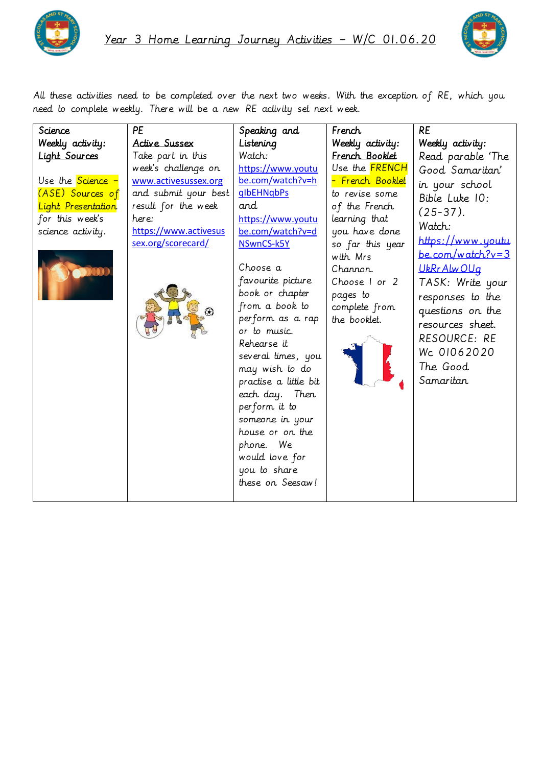# Year 3 Home Learning Journey Activities – W/C 01.06.20

All these activities need to be completed over the next two weeks. With the exception of RE, which you need to complete weekly. There will be a new RE activity set next week.

| Science | PE | Speaking and Listening | French | RE |
|---|---|---|---|---|
| Weekly activity: <u>Light Sources</u><br><br>Use the Science – (ASE) Sources of Light Presentation for this week's science activity. | <u>Active Sussex</u><br>Take part in this week's challenge on www.activesussex.org and submit your best result for the week here: https://www.activesussex.org/scorecard/ | Watch:<br>https://www.youtube.com/watch?v=hqIbEHNqbPs<br>and<br>https://www.youtube.com/watch?v=dNSwnCS-k5Y<br><br>Choose a favourite picture book or chapter from a book to perform as a rap or to music. Rehearse it several times, you may wish to do practise a little bit each day. Then perform it to someone in your house or on the phone. We would love for you to share these on Seesaw! | Weekly activity: <u>French Booklet</u><br>Use the FRENCH – French Booklet to revise some of the French learning that you have done so far this year with Mrs Channon.<br>Choose 1 or 2 pages to complete from the booklet. | Weekly activity:<br>Read parable 'The Good Samaritan' in your school Bible Luke 10: (25-37).<br>Watch:<br>https://www.youtube.com/watch?v=3UkRrAlwOUg<br>TASK: Write your responses to the questions on the resources sheet.<br>RESOURCE: RE Wc 01062020 The Good Samaritan |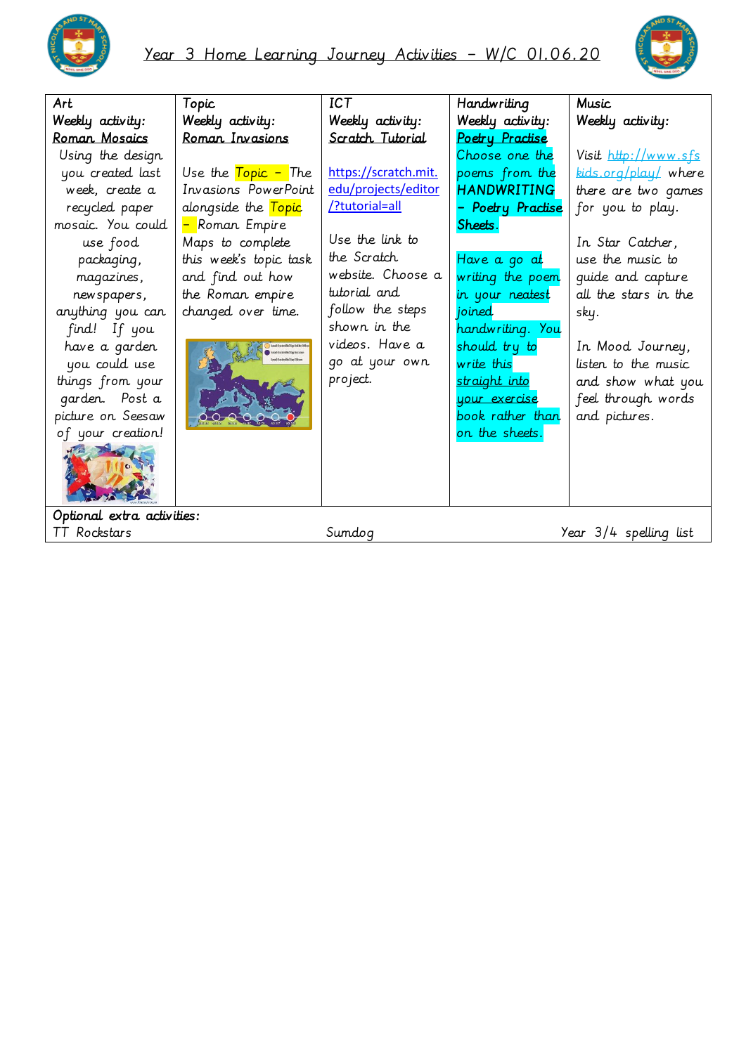# Year 3 Home Learning Journey Activities – W/C 01.06.20

| Art | Topic | ICT | Handwriting | Music |
|---|---|---|---|---|
| **Weekly activity:** <u>**Roman Mosaics**</u> Using the design you created last week, create a recycled paper mosaic. You could use food packaging, magazines, newspapers, anything you can find! If you have a garden you could use things from your garden. Post a picture on Seesaw of your creation! | **Weekly activity:** <u>**Roman Invasions**</u> Use the Topic – The Invasions PowerPoint alongside the Topic – Roman Empire Maps to complete this week's topic task and find out how the Roman empire changed over time. | **Weekly activity:** <u>**Scratch Tutorial**</u> https://scratch.mit.edu/projects/editor/?tutorial=all Use the link to the Scratch website. Choose a tutorial and follow the steps shown in the videos. Have a go at your own project. | **Weekly activity:** <u>**Poetry Practise**</u> Choose one the poems from the **HANDWRITING – Poetry Practise Sheets**. Have a go at writing the poem in your neatest joined handwriting. You should try to write this <u>straight into your exercise</u> book rather than on the sheets. | **Weekly activity:** Visit http://www.sfskids.org/play/ where there are two games for you to play. In Star Catcher, use the music to guide and capture all the stars in the sky. In Mood Journey, listen to the music and show what you feel through words and pictures. |

**Optional extra activities:**

TT Rockstars | Sumdog | Year 3/4 spelling list